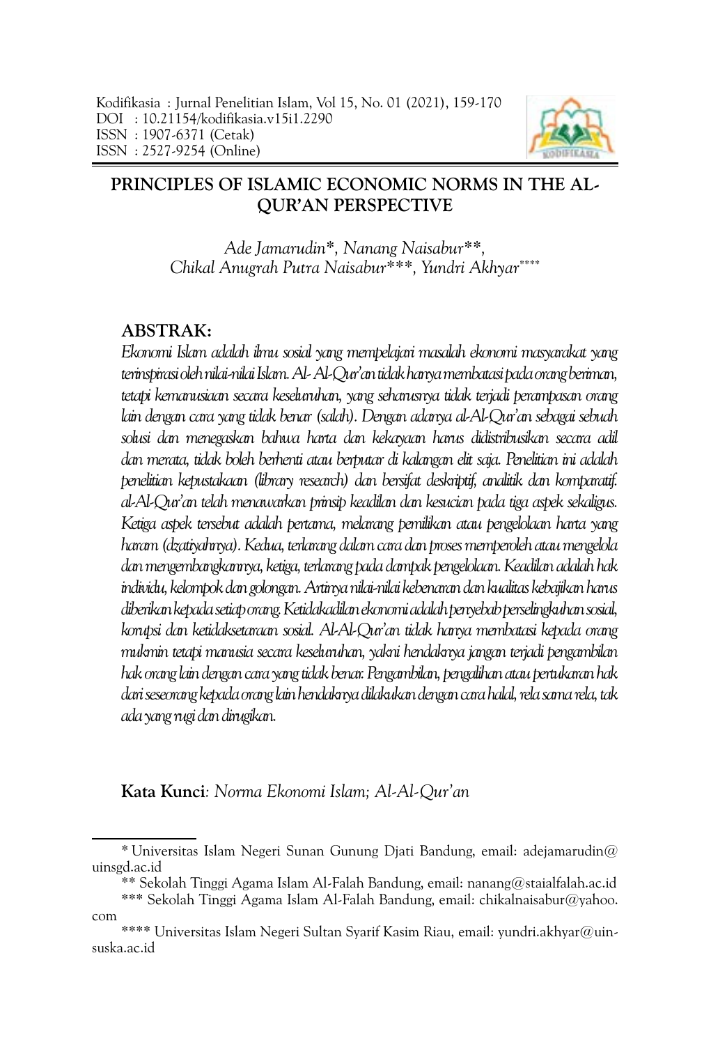Kodifikasia : Jurnal Penelitian Islam, Vol 15, No. 01 (2021), 159-170
DOI : 10.21154/kodifikasia.v15i1.2290
ISSN : 1907-6371 (Cetak)
ISSN : 2527-9254 (Online)

# PRINCIPLES OF ISLAMIC ECONOMIC NORMS IN THE AL-QUR'AN PERSPECTIVE

*Ade Jamarudin\*, Nanang Naisabur\*\*, Chikal Anugrah Putra Naisabur\*\*\*, Yundri Akhyar\*\*\*\**

## ABSTRAK:

*Ekonomi Islam adalah ilmu sosial yang mempelajari masalah ekonomi masyarakat yang terinspirasi oleh nilai-nilai Islam. Al- Al-Qur'an tidak hanya membatasi pada orang beriman, tetapi kemanusiaan secara keseluruhan, yang seharusnya tidak terjadi perampasan orang lain dengan cara yang tidak benar (salah). Dengan adanya al-Al-Qur'an sebagai sebuah solusi dan menegaskan bahwa harta dan kekayaan harus didistribusikan secara adil dan merata, tidak boleh berhenti atau berputar di kalangan elit saja. Penelitian ini adalah penelitian kepustakaan (library research) dan bersifat deskriptif, analitik dan komparatif. al-Al-Qur'an telah menawarkan prinsip keadilan dan kesucian pada tiga aspek sekaligus. Ketiga aspek tersebut adalah pertama, melarang pemilikan atau pengelolaan harta yang haram (dzatiyahnya). Kedua, terlarang dalam cara dan proses memperoleh atau mengelola dan mengembangkannya, ketiga, terlarang pada dampak pengelolaan. Keadilan adalah hak individu, kelompok dan golongan. Artinya nilai-nilai kebenaran dan kualitas kebajikan harus diberikan kepada setiap orang. Ketidakadilan ekonomi adalah penyebab perselingkuhan sosial, korupsi dan ketidaksetaraan sosial. Al-Al-Qur'an tidak hanya membatasi kepada orang mukmin tetapi manusia secara keseluruhan, yakni hendaknya jangan terjadi pengambilan hak orang lain dengan cara yang tidak benar. Pengambilan, pengalihan atau pertukaran hak dari seseorang kepada orang lain hendaknya dilakukan dengan cara halal, rela sama rela, tak ada yang rugi dan dirugikan.*

**Kata Kunci**: *Norma Ekonomi Islam; Al-Al-Qur'an*

---

\* Universitas Islam Negeri Sunan Gunung Djati Bandung, email: adejamarudin@uinsgd.ac.id

\*\* Sekolah Tinggi Agama Islam Al-Falah Bandung, email: nanang@staialfalah.ac.id

\*\*\* Sekolah Tinggi Agama Islam Al-Falah Bandung, email: chikalnaisabur@yahoo.com

\*\*\*\* Universitas Islam Negeri Sultan Syarif Kasim Riau, email: yundri.akhyar@uin-suska.ac.id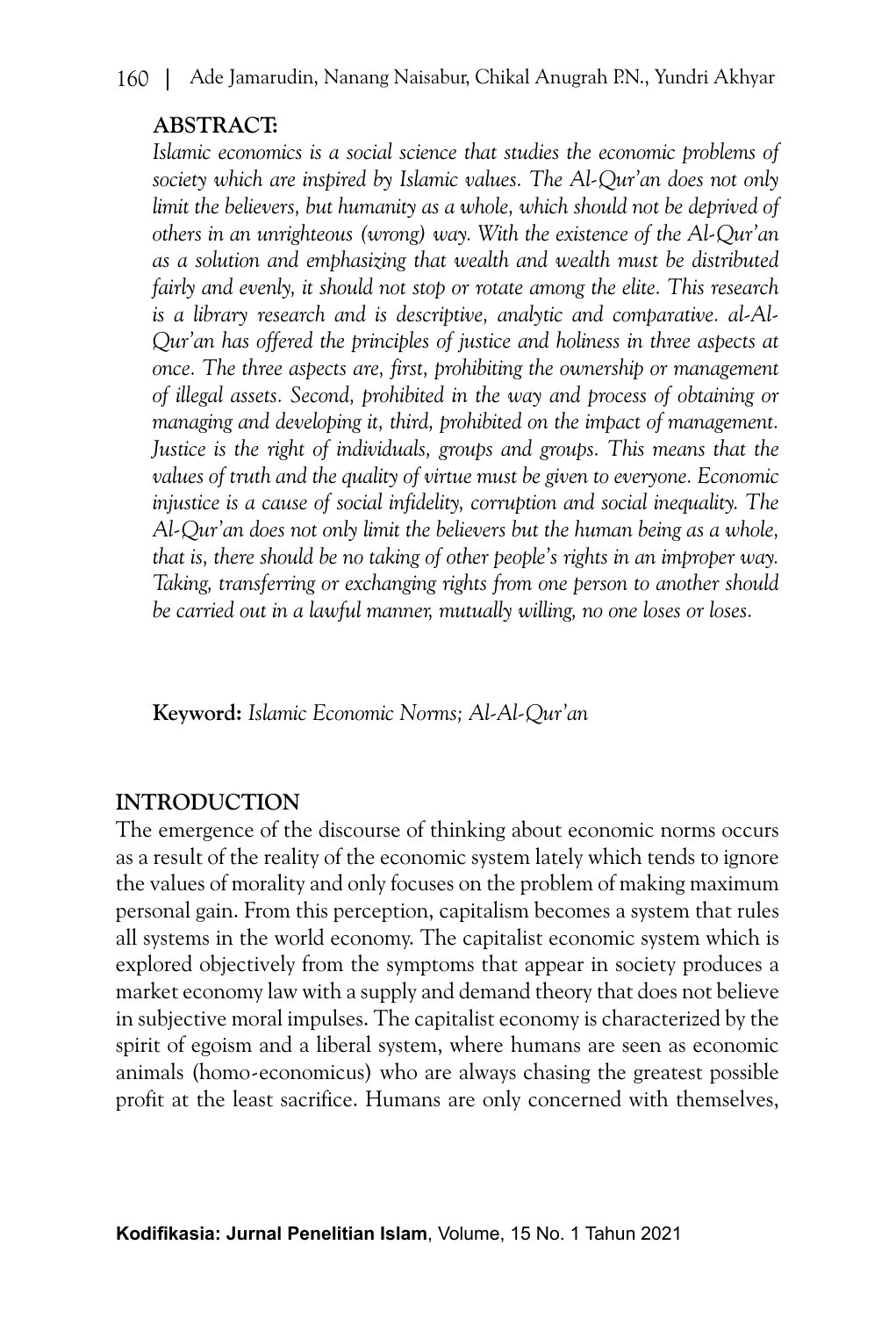## ABSTRACT:

*Islamic economics is a social science that studies the economic problems of society which are inspired by Islamic values. The Al-Qur'an does not only limit the believers, but humanity as a whole, which should not be deprived of others in an unrighteous (wrong) way. With the existence of the Al-Qur'an as a solution and emphasizing that wealth and wealth must be distributed fairly and evenly, it should not stop or rotate among the elite. This research is a library research and is descriptive, analytic and comparative. al-Al-Qur'an has offered the principles of justice and holiness in three aspects at once. The three aspects are, first, prohibiting the ownership or management of illegal assets. Second, prohibited in the way and process of obtaining or managing and developing it, third, prohibited on the impact of management. Justice is the right of individuals, groups and groups. This means that the values of truth and the quality of virtue must be given to everyone. Economic injustice is a cause of social infidelity, corruption and social inequality. The Al-Qur'an does not only limit the believers but the human being as a whole, that is, there should be no taking of other people's rights in an improper way. Taking, transferring or exchanging rights from one person to another should be carried out in a lawful manner, mutually willing, no one loses or loses.*

**Keyword:** *Islamic Economic Norms; Al-Al-Qur'an*

## INTRODUCTION

The emergence of the discourse of thinking about economic norms occurs as a result of the reality of the economic system lately which tends to ignore the values of morality and only focuses on the problem of making maximum personal gain. From this perception, capitalism becomes a system that rules all systems in the world economy. The capitalist economic system which is explored objectively from the symptoms that appear in society produces a market economy law with a supply and demand theory that does not believe in subjective moral impulses. The capitalist economy is characterized by the spirit of egoism and a liberal system, where humans are seen as economic animals (homo-economicus) who are always chasing the greatest possible profit at the least sacrifice. Humans are only concerned with themselves,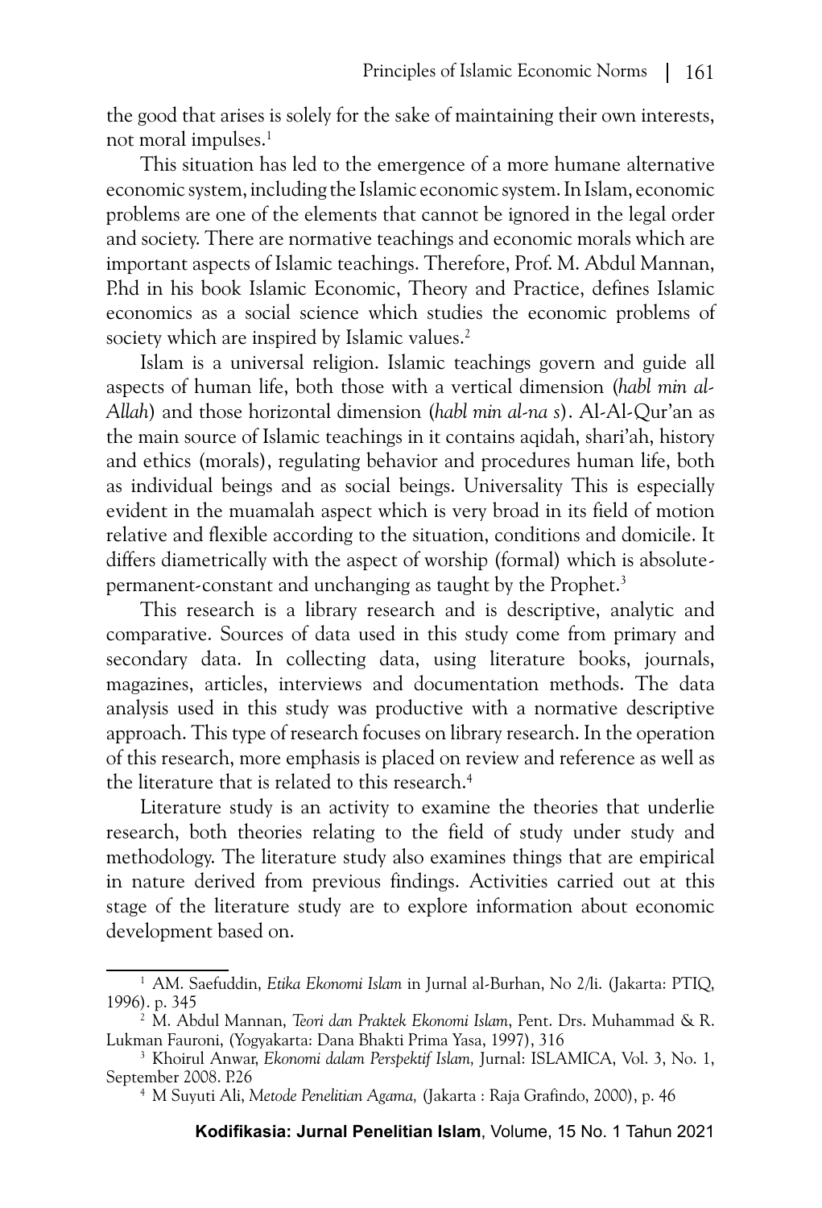the good that arises is solely for the sake of maintaining their own interests, not moral impulses.[1]

This situation has led to the emergence of a more humane alternative economic system, including the Islamic economic system. In Islam, economic problems are one of the elements that cannot be ignored in the legal order and society. There are normative teachings and economic morals which are important aspects of Islamic teachings. Therefore, Prof. M. Abdul Mannan, P.hd in his book Islamic Economic, Theory and Practice, defines Islamic economics as a social science which studies the economic problems of society which are inspired by Islamic values.[2]

Islam is a universal religion. Islamic teachings govern and guide all aspects of human life, both those with a vertical dimension (*habl min al-Allah*) and those horizontal dimension (*habl min al-na s*). Al-Al-Qur'an as the main source of Islamic teachings in it contains aqidah, shari'ah, history and ethics (morals), regulating behavior and procedures human life, both as individual beings and as social beings. Universality This is especially evident in the muamalah aspect which is very broad in its field of motion relative and flexible according to the situation, conditions and domicile. It differs diametrically with the aspect of worship (formal) which is absolute-permanent-constant and unchanging as taught by the Prophet.[3]

This research is a library research and is descriptive, analytic and comparative. Sources of data used in this study come from primary and secondary data. In collecting data, using literature books, journals, magazines, articles, interviews and documentation methods. The data analysis used in this study was productive with a normative descriptive approach. This type of research focuses on library research. In the operation of this research, more emphasis is placed on review and reference as well as the literature that is related to this research.[4]

Literature study is an activity to examine the theories that underlie research, both theories relating to the field of study under study and methodology. The literature study also examines things that are empirical in nature derived from previous findings. Activities carried out at this stage of the literature study are to explore information about economic development based on.

---

[1] AM. Saefuddin, *Etika Ekonomi Islam* in Jurnal al-Burhan, No 2/li. (Jakarta: PTIQ, 1996). p. 345

[2] M. Abdul Mannan, *Teori dan Praktek Ekonomi Islam*, Pent. Drs. Muhammad & R. Lukman Fauroni, (Yogyakarta: Dana Bhakti Prima Yasa, 1997), 316

[3] Khoirul Anwar, *Ekonomi dalam Perspektif Islam,* Jurnal: ISLAMICA, Vol. 3, No. 1, September 2008. P.26

[4] M Suyuti Ali, *Metode Penelitian Agama,* (Jakarta : Raja Grafindo, 2000), p. 46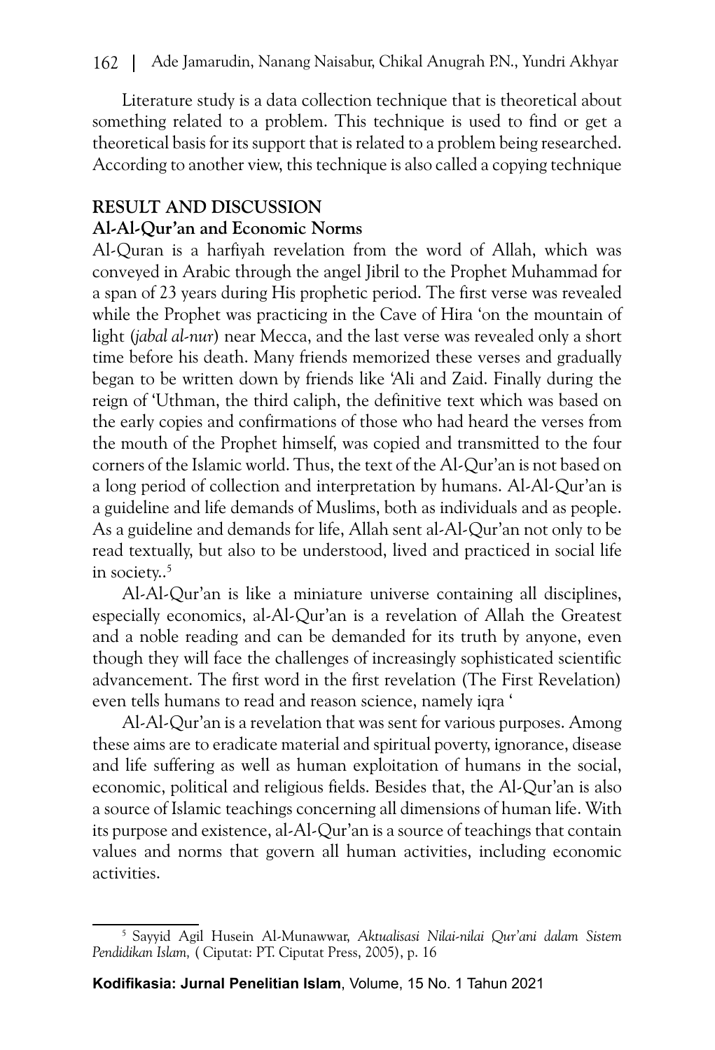Literature study is a data collection technique that is theoretical about something related to a problem. This technique is used to find or get a theoretical basis for its support that is related to a problem being researched. According to another view, this technique is also called a copying technique

## RESULT AND DISCUSSION

### Al-Al-Qur'an and Economic Norms

Al-Quran is a harfiyah revelation from the word of Allah, which was conveyed in Arabic through the angel Jibril to the Prophet Muhammad for a span of 23 years during His prophetic period. The first verse was revealed while the Prophet was practicing in the Cave of Hira 'on the mountain of light (*jabal al-nur*) near Mecca, and the last verse was revealed only a short time before his death. Many friends memorized these verses and gradually began to be written down by friends like 'Ali and Zaid. Finally during the reign of 'Uthman, the third caliph, the definitive text which was based on the early copies and confirmations of those who had heard the verses from the mouth of the Prophet himself, was copied and transmitted to the four corners of the Islamic world. Thus, the text of the Al-Qur'an is not based on a long period of collection and interpretation by humans. Al-Al-Qur'an is a guideline and life demands of Muslims, both as individuals and as people. As a guideline and demands for life, Allah sent al-Al-Qur'an not only to be read textually, but also to be understood, lived and practiced in social life in society..[5]

Al-Al-Qur'an is like a miniature universe containing all disciplines, especially economics, al-Al-Qur'an is a revelation of Allah the Greatest and a noble reading and can be demanded for its truth by anyone, even though they will face the challenges of increasingly sophisticated scientific advancement. The first word in the first revelation (The First Revelation) even tells humans to read and reason science, namely iqra '

Al-Al-Qur'an is a revelation that was sent for various purposes. Among these aims are to eradicate material and spiritual poverty, ignorance, disease and life suffering as well as human exploitation of humans in the social, economic, political and religious fields. Besides that, the Al-Qur'an is also a source of Islamic teachings concerning all dimensions of human life. With its purpose and existence, al-Al-Qur'an is a source of teachings that contain values and norms that govern all human activities, including economic activities.

---

[5] Sayyid Agil Husein Al-Munawwar, *Aktualisasi Nilai-nilai Qur'ani dalam Sistem Pendidikan Islam,* ( Ciputat: PT. Ciputat Press, 2005), p. 16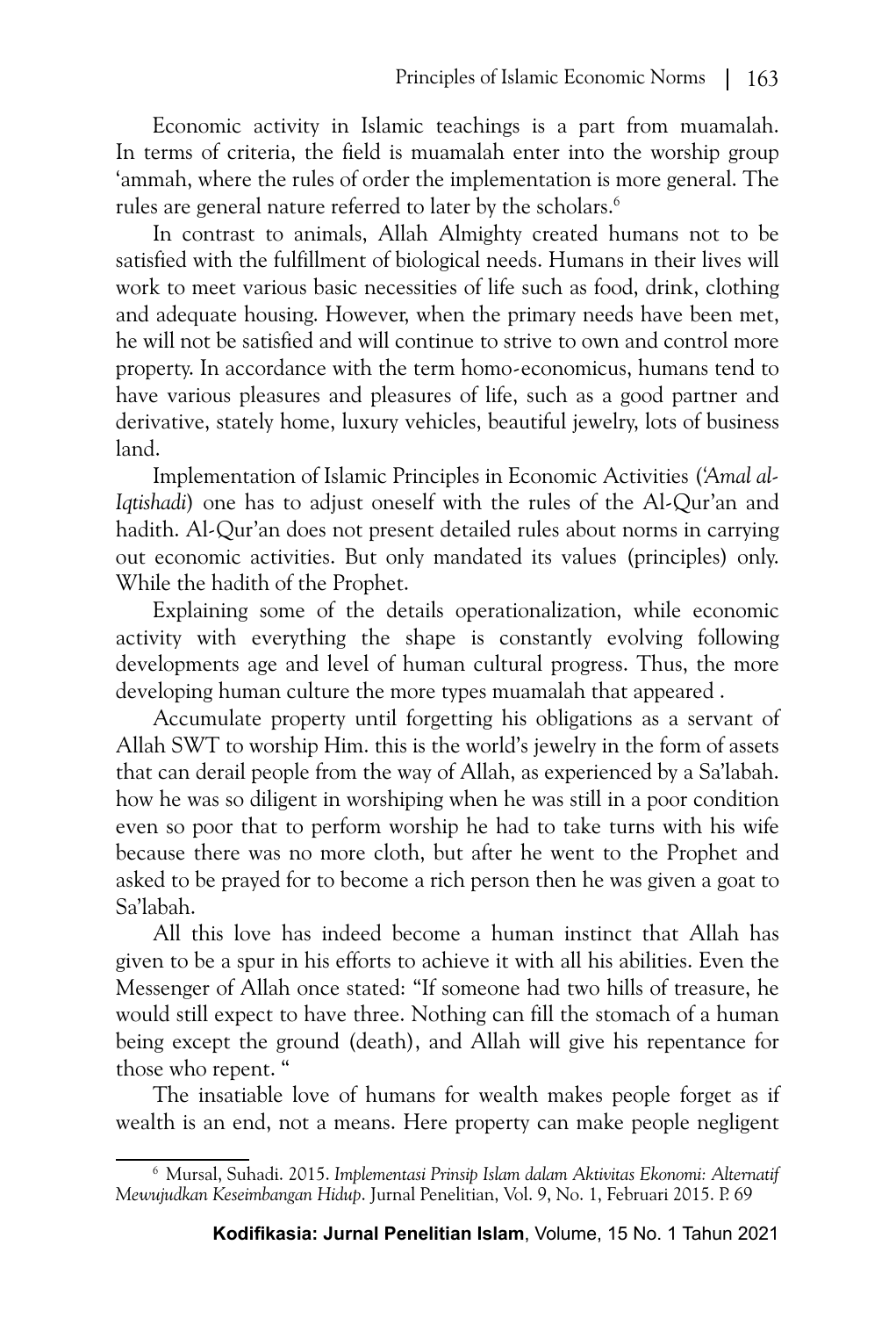Economic activity in Islamic teachings is a part from muamalah. In terms of criteria, the field is muamalah enter into the worship group 'ammah, where the rules of order the implementation is more general. The rules are general nature referred to later by the scholars.[6]

In contrast to animals, Allah Almighty created humans not to be satisfied with the fulfillment of biological needs. Humans in their lives will work to meet various basic necessities of life such as food, drink, clothing and adequate housing. However, when the primary needs have been met, he will not be satisfied and will continue to strive to own and control more property. In accordance with the term homo-economicus, humans tend to have various pleasures and pleasures of life, such as a good partner and derivative, stately home, luxury vehicles, beautiful jewelry, lots of business land.

Implementation of Islamic Principles in Economic Activities (*'Amal al-Iqtishadi*) one has to adjust oneself with the rules of the Al-Qur'an and hadith. Al-Qur'an does not present detailed rules about norms in carrying out economic activities. But only mandated its values (principles) only. While the hadith of the Prophet.

Explaining some of the details operationalization, while economic activity with everything the shape is constantly evolving following developments age and level of human cultural progress. Thus, the more developing human culture the more types muamalah that appeared .

Accumulate property until forgetting his obligations as a servant of Allah SWT to worship Him. this is the world's jewelry in the form of assets that can derail people from the way of Allah, as experienced by a Sa'labah. how he was so diligent in worshiping when he was still in a poor condition even so poor that to perform worship he had to take turns with his wife because there was no more cloth, but after he went to the Prophet and asked to be prayed for to become a rich person then he was given a goat to Sa'labah.

All this love has indeed become a human instinct that Allah has given to be a spur in his efforts to achieve it with all his abilities. Even the Messenger of Allah once stated: "If someone had two hills of treasure, he would still expect to have three. Nothing can fill the stomach of a human being except the ground (death), and Allah will give his repentance for those who repent. "

The insatiable love of humans for wealth makes people forget as if wealth is an end, not a means. Here property can make people negligent

---

[6] Mursal, Suhadi. 2015. *Implementasi Prinsip Islam dalam Aktivitas Ekonomi: Alternatif Mewujudkan Keseimbangan Hidup*. Jurnal Penelitian, Vol. 9, No. 1, Februari 2015. P. 69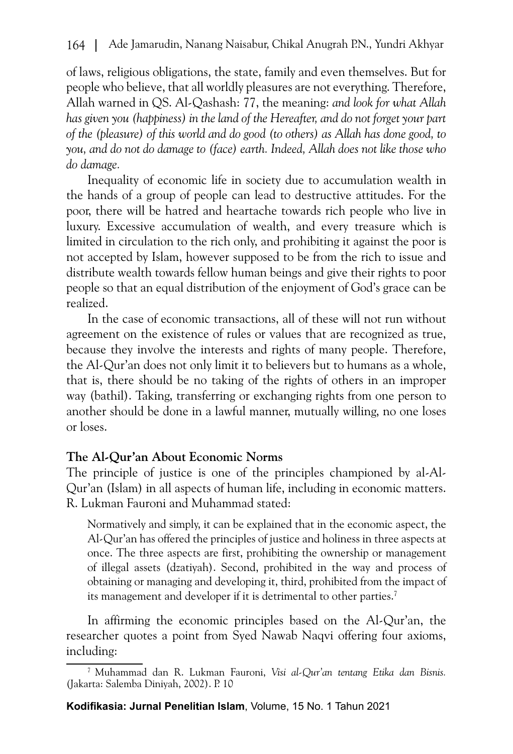of laws, religious obligations, the state, family and even themselves. But for people who believe, that all worldly pleasures are not everything. Therefore, Allah warned in QS. Al-Qashash: 77, the meaning: *and look for what Allah has given you (happiness) in the land of the Hereafter, and do not forget your part of the (pleasure) of this world and do good (to others) as Allah has done good, to you, and do not do damage to (face) earth. Indeed, Allah does not like those who do damage.*

Inequality of economic life in society due to accumulation wealth in the hands of a group of people can lead to destructive attitudes. For the poor, there will be hatred and heartache towards rich people who live in luxury. Excessive accumulation of wealth, and every treasure which is limited in circulation to the rich only, and prohibiting it against the poor is not accepted by Islam, however supposed to be from the rich to issue and distribute wealth towards fellow human beings and give their rights to poor people so that an equal distribution of the enjoyment of God's grace can be realized.

In the case of economic transactions, all of these will not run without agreement on the existence of rules or values that are recognized as true, because they involve the interests and rights of many people. Therefore, the Al-Qur'an does not only limit it to believers but to humans as a whole, that is, there should be no taking of the rights of others in an improper way (bathil). Taking, transferring or exchanging rights from one person to another should be done in a lawful manner, mutually willing, no one loses or loses.

## The Al-Qur'an About Economic Norms

The principle of justice is one of the principles championed by al-Al-Qur'an (Islam) in all aspects of human life, including in economic matters. R. Lukman Fauroni and Muhammad stated:

> Normatively and simply, it can be explained that in the economic aspect, the Al-Qur'an has offered the principles of justice and holiness in three aspects at once. The three aspects are first, prohibiting the ownership or management of illegal assets (dzatiyah). Second, prohibited in the way and process of obtaining or managing and developing it, third, prohibited from the impact of its management and developer if it is detrimental to other parties.[7]

In affirming the economic principles based on the Al-Qur'an, the researcher quotes a point from Syed Nawab Naqvi offering four axioms, including:

[7] Muhammad dan R. Lukman Fauroni, *Visi al-Qur'an tentang Etika dan Bisnis.* (Jakarta: Salemba Diniyah, 2002). P. 10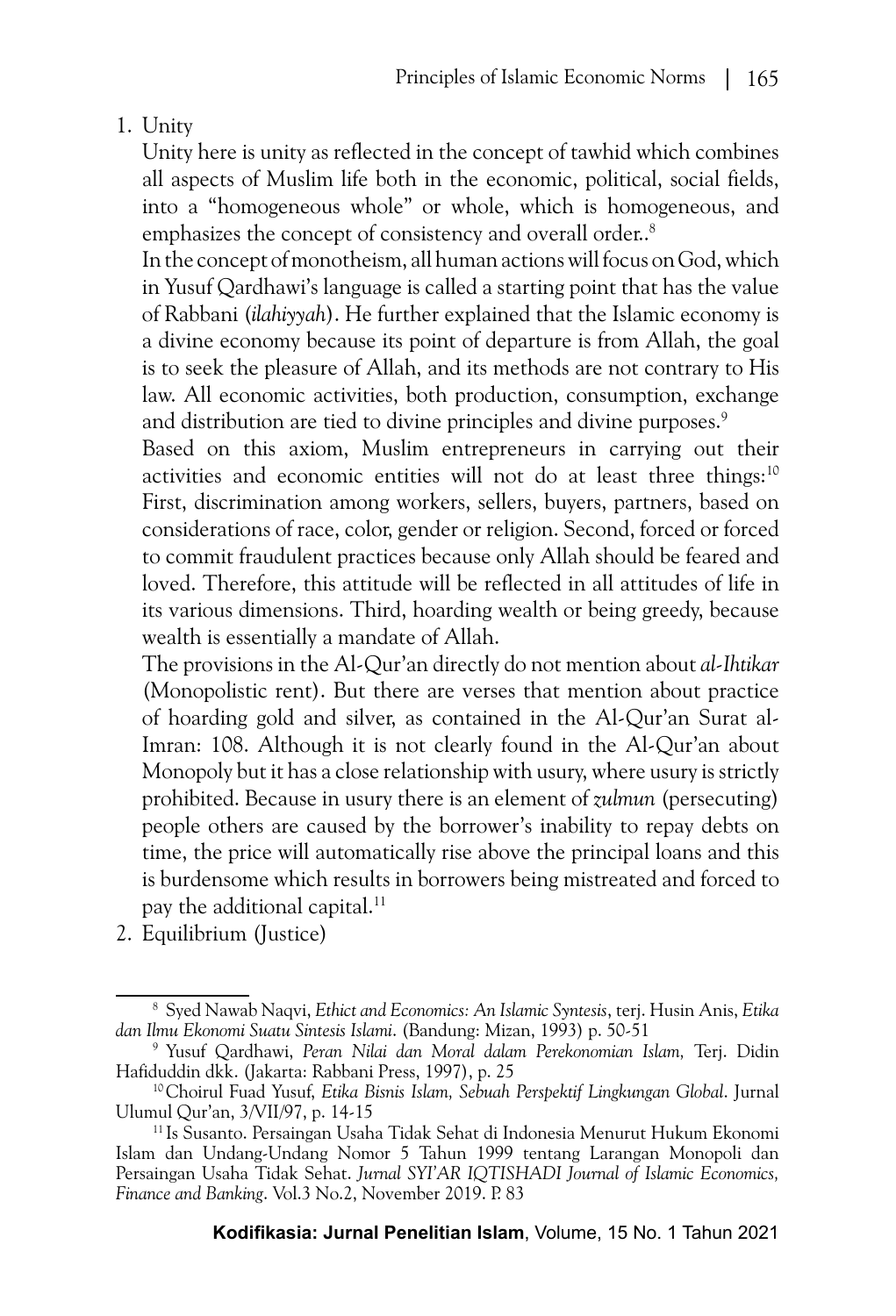1. Unity

   Unity here is unity as reflected in the concept of tawhid which combines all aspects of Muslim life both in the economic, political, social fields, into a "homogeneous whole" or whole, which is homogeneous, and emphasizes the concept of consistency and overall order..[8]

   In the concept of monotheism, all human actions will focus on God, which in Yusuf Qardhawi's language is called a starting point that has the value of Rabbani (*ilahiyyah*). He further explained that the Islamic economy is a divine economy because its point of departure is from Allah, the goal is to seek the pleasure of Allah, and its methods are not contrary to His law. All economic activities, both production, consumption, exchange and distribution are tied to divine principles and divine purposes.[9]

   Based on this axiom, Muslim entrepreneurs in carrying out their activities and economic entities will not do at least three things:[10] First, discrimination among workers, sellers, buyers, partners, based on considerations of race, color, gender or religion. Second, forced or forced to commit fraudulent practices because only Allah should be feared and loved. Therefore, this attitude will be reflected in all attitudes of life in its various dimensions. Third, hoarding wealth or being greedy, because wealth is essentially a mandate of Allah.

   The provisions in the Al-Qur'an directly do not mention about *al-Ihtikar* (Monopolistic rent). But there are verses that mention about practice of hoarding gold and silver, as contained in the Al-Qur'an Surat al-Imran: 108. Although it is not clearly found in the Al-Qur'an about Monopoly but it has a close relationship with usury, where usury is strictly prohibited. Because in usury there is an element of *zulmun* (persecuting) people others are caused by the borrower's inability to repay debts on time, the price will automatically rise above the principal loans and this is burdensome which results in borrowers being mistreated and forced to pay the additional capital.[11]

2. Equilibrium (Justice)

---

[8] Syed Nawab Naqvi, *Ethict and Economics: An Islamic Syntesis*, terj. Husin Anis, *Etika dan Ilmu Ekonomi Suatu Sintesis Islami*. (Bandung: Mizan, 1993) p. 50-51

[9] Yusuf Qardhawi, *Peran Nilai dan Moral dalam Perekonomian Islam,* Terj. Didin Hafiduddin dkk. (Jakarta: Rabbani Press, 1997), p. 25

[10] Choirul Fuad Yusuf, *Etika Bisnis Islam, Sebuah Perspektif Lingkungan Global*. Jurnal Ulumul Qur'an, 3/VII/97, p. 14-15

[11] Is Susanto. Persaingan Usaha Tidak Sehat di Indonesia Menurut Hukum Ekonomi Islam dan Undang-Undang Nomor 5 Tahun 1999 tentang Larangan Monopoli dan Persaingan Usaha Tidak Sehat. *Jurnal SYI'AR IQTISHADI Journal of Islamic Economics, Finance and Banking*. Vol.3 No.2, November 2019. P. 83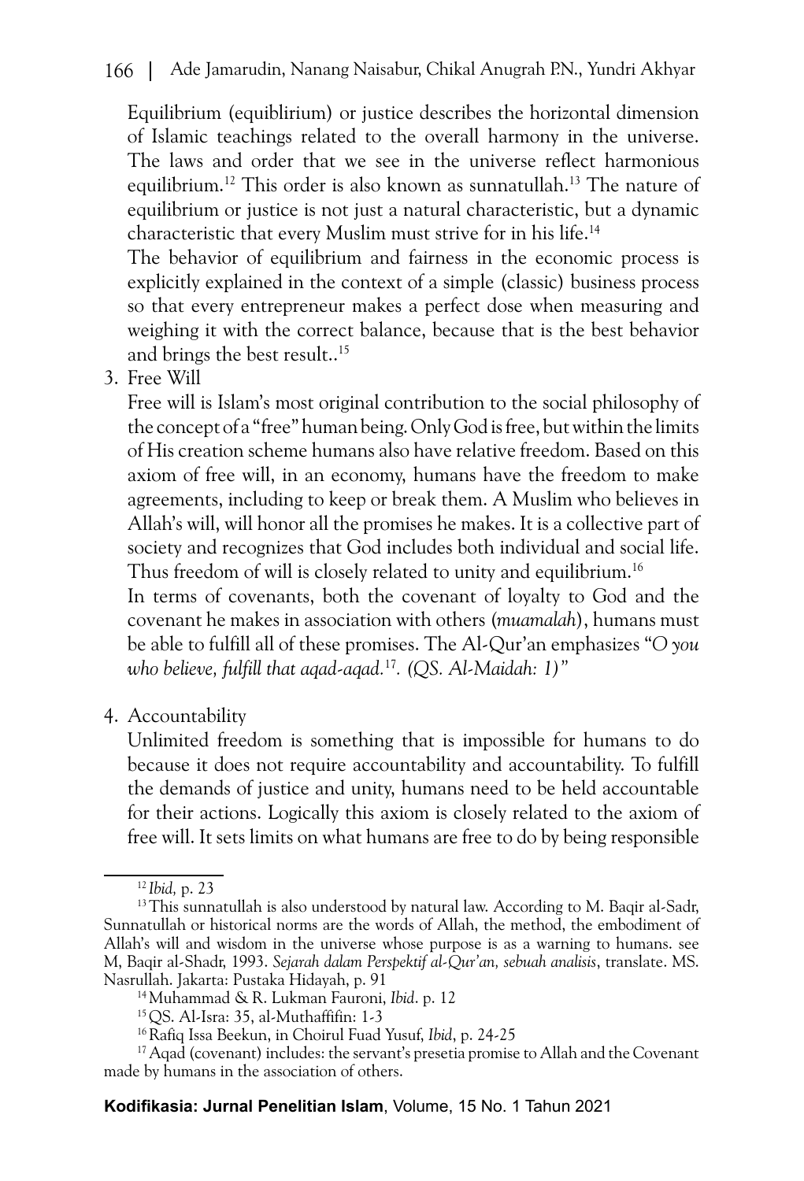Equilibrium (equiblirium) or justice describes the horizontal dimension of Islamic teachings related to the overall harmony in the universe. The laws and order that we see in the universe reflect harmonious equilibrium.[12] This order is also known as sunnatullah.[13] The nature of equilibrium or justice is not just a natural characteristic, but a dynamic characteristic that every Muslim must strive for in his life.[14]

The behavior of equilibrium and fairness in the economic process is explicitly explained in the context of a simple (classic) business process so that every entrepreneur makes a perfect dose when measuring and weighing it with the correct balance, because that is the best behavior and brings the best result..[15]

3. Free Will

Free will is Islam's most original contribution to the social philosophy of the concept of a "free" human being. Only God is free, but within the limits of His creation scheme humans also have relative freedom. Based on this axiom of free will, in an economy, humans have the freedom to make agreements, including to keep or break them. A Muslim who believes in Allah's will, will honor all the promises he makes. It is a collective part of society and recognizes that God includes both individual and social life. Thus freedom of will is closely related to unity and equilibrium.[16]

In terms of covenants, both the covenant of loyalty to God and the covenant he makes in association with others (*muamalah*), humans must be able to fulfill all of these promises. The Al-Qur'an emphasizes "*O you who believe, fulfill that aqad-aqad.[17]. (QS. Al-Maidah: 1)"*

4. Accountability

Unlimited freedom is something that is impossible for humans to do because it does not require accountability and accountability. To fulfill the demands of justice and unity, humans need to be held accountable for their actions. Logically this axiom is closely related to the axiom of free will. It sets limits on what humans are free to do by being responsible

---

[12] *Ibid,* p. 23

[13] This sunnatullah is also understood by natural law. According to M. Baqir al-Sadr, Sunnatullah or historical norms are the words of Allah, the method, the embodiment of Allah's will and wisdom in the universe whose purpose is as a warning to humans. see M, Baqir al-Shadr, 1993. *Sejarah dalam Perspektif al-Qur'an, sebuah analisis*, translate. MS. Nasrullah. Jakarta: Pustaka Hidayah, p. 91

[14] Muhammad & R. Lukman Fauroni, *Ibid*. p. 12

[15] QS. Al-Isra: 35, al-Muthaffifin: 1-3

[16] Rafiq Issa Beekun, in Choirul Fuad Yusuf, *Ibid*, p. 24-25

[17] Aqad (covenant) includes: the servant's presetia promise to Allah and the Covenant made by humans in the association of others.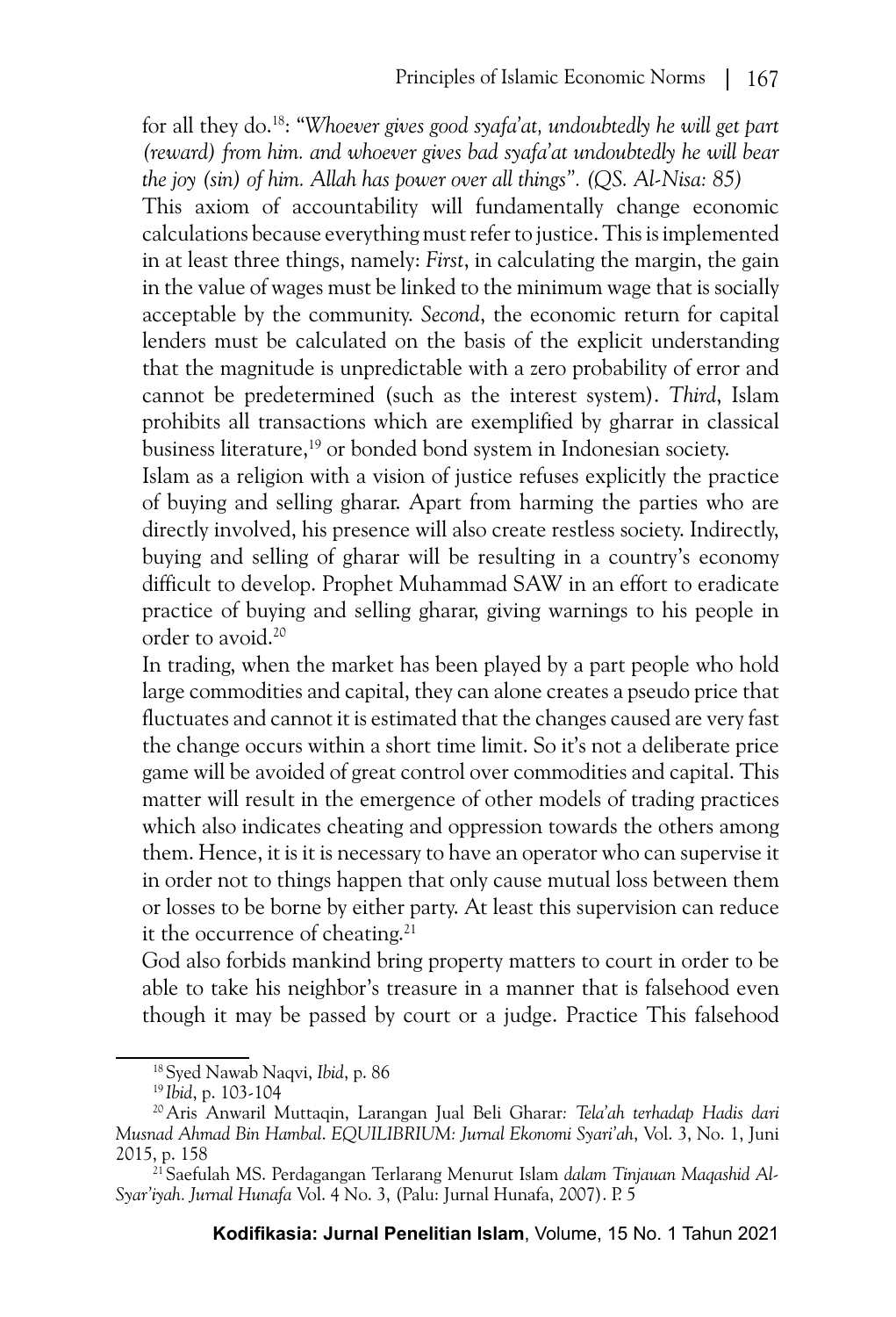for all they do.[18]: "*Whoever gives good syafa'at, undoubtedly he will get part (reward) from him. and whoever gives bad syafa'at undoubtedly he will bear the joy (sin) of him. Allah has power over all things". (QS. Al-Nisa: 85)*

This axiom of accountability will fundamentally change economic calculations because everything must refer to justice. This is implemented in at least three things, namely: *First*, in calculating the margin, the gain in the value of wages must be linked to the minimum wage that is socially acceptable by the community. *Second*, the economic return for capital lenders must be calculated on the basis of the explicit understanding that the magnitude is unpredictable with a zero probability of error and cannot be predetermined (such as the interest system). *Third*, Islam prohibits all transactions which are exemplified by gharrar in classical business literature,[19] or bonded bond system in Indonesian society.

Islam as a religion with a vision of justice refuses explicitly the practice of buying and selling gharar. Apart from harming the parties who are directly involved, his presence will also create restless society. Indirectly, buying and selling of gharar will be resulting in a country's economy difficult to develop. Prophet Muhammad SAW in an effort to eradicate practice of buying and selling gharar, giving warnings to his people in order to avoid.[20]

In trading, when the market has been played by a part people who hold large commodities and capital, they can alone creates a pseudo price that fluctuates and cannot it is estimated that the changes caused are very fast the change occurs within a short time limit. So it's not a deliberate price game will be avoided of great control over commodities and capital. This matter will result in the emergence of other models of trading practices which also indicates cheating and oppression towards the others among them. Hence, it is it is necessary to have an operator who can supervise it in order not to things happen that only cause mutual loss between them or losses to be borne by either party. At least this supervision can reduce it the occurrence of cheating.[21]

God also forbids mankind bring property matters to court in order to be able to take his neighbor's treasure in a manner that is falsehood even though it may be passed by court or a judge. Practice This falsehood

---

[18] Syed Nawab Naqvi, *Ibid*, p. 86

[19] *Ibid*, p. 103-104

[20] Aris Anwaril Muttaqin, Larangan Jual Beli Gharar: *Tela'ah terhadap Hadis dari Musnad Ahmad Bin Hambal*. *EQUILIBRIUM: Jurnal Ekonomi Syari'ah*, Vol. 3, No. 1, Juni 2015, p. 158

[21] Saefulah MS. Perdagangan Terlarang Menurut Islam *dalam Tinjauan Maqashid Al-Syar'iyah. Jurnal Hunafa* Vol. 4 No. 3, (Palu: Jurnal Hunafa, 2007). P. 5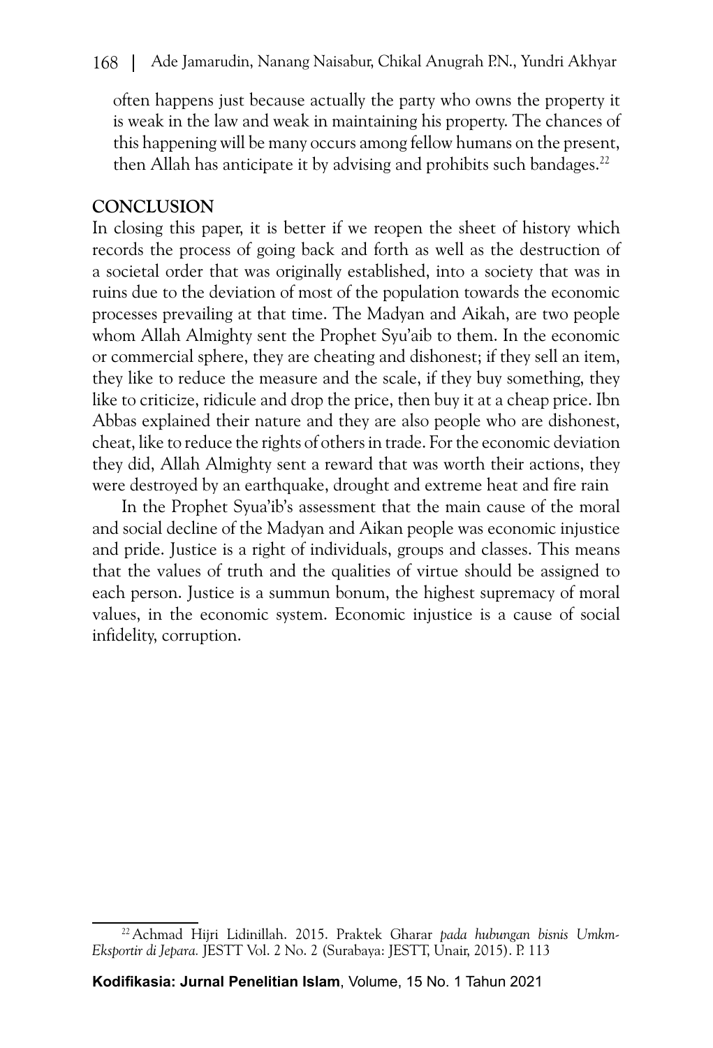often happens just because actually the party who owns the property it is weak in the law and weak in maintaining his property. The chances of this happening will be many occurs among fellow humans on the present, then Allah has anticipate it by advising and prohibits such bandages.[22]

## CONCLUSION

In closing this paper, it is better if we reopen the sheet of history which records the process of going back and forth as well as the destruction of a societal order that was originally established, into a society that was in ruins due to the deviation of most of the population towards the economic processes prevailing at that time. The Madyan and Aikah, are two people whom Allah Almighty sent the Prophet Syu'aib to them. In the economic or commercial sphere, they are cheating and dishonest; if they sell an item, they like to reduce the measure and the scale, if they buy something, they like to criticize, ridicule and drop the price, then buy it at a cheap price. Ibn Abbas explained their nature and they are also people who are dishonest, cheat, like to reduce the rights of others in trade. For the economic deviation they did, Allah Almighty sent a reward that was worth their actions, they were destroyed by an earthquake, drought and extreme heat and fire rain

In the Prophet Syua'ib's assessment that the main cause of the moral and social decline of the Madyan and Aikan people was economic injustice and pride. Justice is a right of individuals, groups and classes. This means that the values of truth and the qualities of virtue should be assigned to each person. Justice is a summun bonum, the highest supremacy of moral values, in the economic system. Economic injustice is a cause of social infidelity, corruption.

[22] Achmad Hijri Lidinillah. 2015. Praktek Gharar *pada hubungan bisnis Umkm-Eksportir di Jepara.* JESTT Vol. 2 No. 2 (Surabaya: JESTT, Unair, 2015). P. 113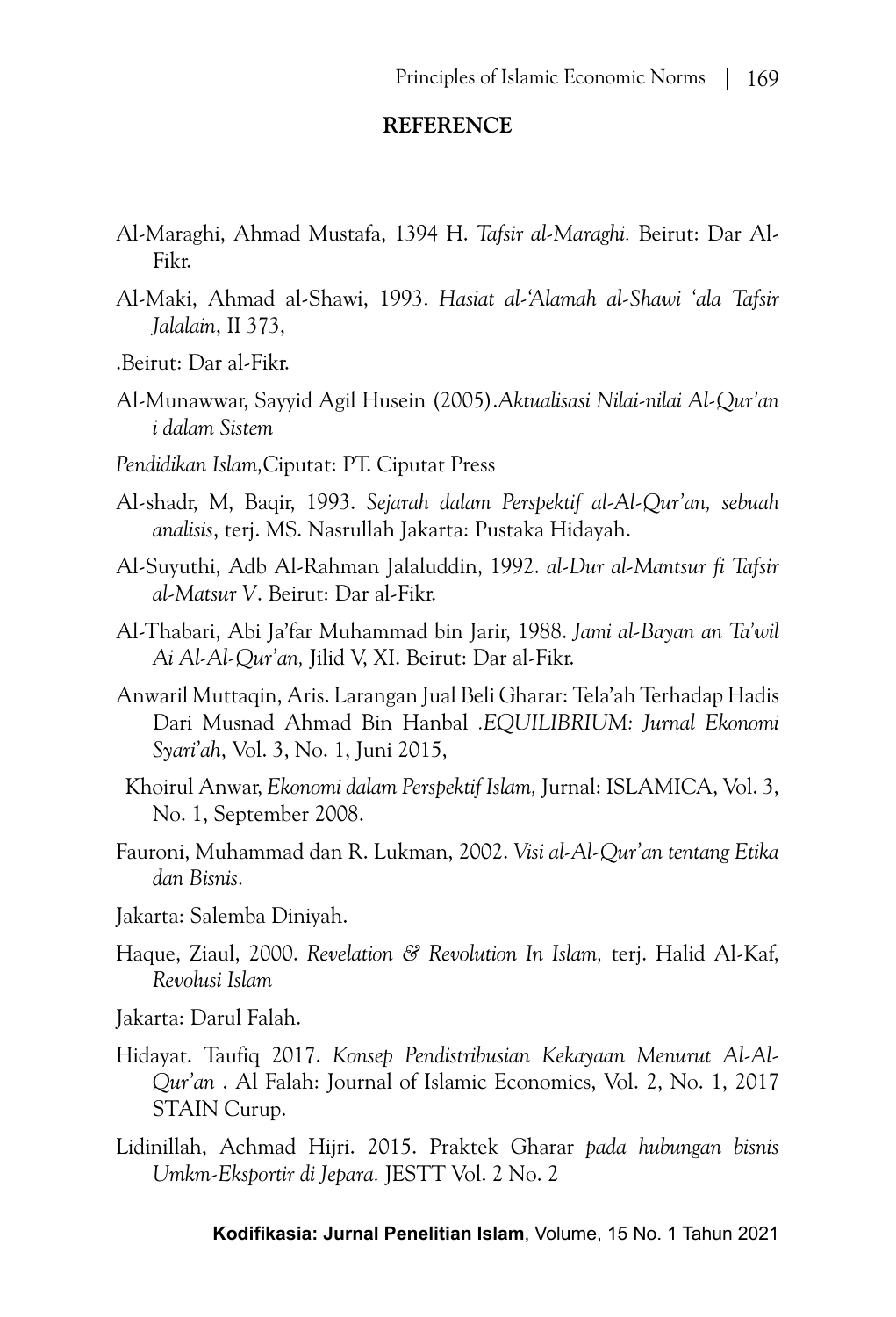## REFERENCE

Al-Maraghi, Ahmad Mustafa, 1394 H. *Tafsir al-Maraghi.* Beirut: Dar Al-Fikr.

Al-Maki, Ahmad al-Shawi, 1993. *Hasiat al-'Alamah al-Shawi 'ala Tafsir Jalalain*, II 373,

.Beirut: Dar al-Fikr.

Al-Munawwar, Sayyid Agil Husein (2005).*Aktualisasi Nilai-nilai Al-Qur'an i dalam Sistem*

*Pendidikan Islam,*Ciputat: PT. Ciputat Press

Al-shadr, M, Baqir, 1993. *Sejarah dalam Perspektif al-Al-Qur'an, sebuah analisis*, terj. MS. Nasrullah Jakarta: Pustaka Hidayah.

Al-Suyuthi, Adb Al-Rahman Jalaluddin, 1992. *al-Dur al-Mantsur fi Tafsir al-Matsur V*. Beirut: Dar al-Fikr.

Al-Thabari, Abi Ja'far Muhammad bin Jarir, 1988. *Jami al-Bayan an Ta'wil Ai Al-Al-Qur'an,* Jilid V, XI. Beirut: Dar al-Fikr.

Anwaril Muttaqin, Aris. Larangan Jual Beli Gharar: Tela'ah Terhadap Hadis Dari Musnad Ahmad Bin Hanbal *.EQUILIBRIUM: Jurnal Ekonomi Syari'ah*, Vol. 3, No. 1, Juni 2015,

Khoirul Anwar, *Ekonomi dalam Perspektif Islam,* Jurnal: ISLAMICA, Vol. 3, No. 1, September 2008.

Fauroni, Muhammad dan R. Lukman, 2002. *Visi al-Al-Qur'an tentang Etika dan Bisnis.*

Jakarta: Salemba Diniyah.

Haque, Ziaul, 2000. *Revelation & Revolution In Islam,* terj. Halid Al-Kaf, *Revolusi Islam*

Jakarta: Darul Falah.

Hidayat. Taufiq 2017. *Konsep Pendistribusian Kekayaan Menurut Al-Al-Qur'an* . Al Falah: Journal of Islamic Economics, Vol. 2, No. 1, 2017 STAIN Curup.

Lidinillah, Achmad Hijri. 2015. Praktek Gharar *pada hubungan bisnis Umkm-Eksportir di Jepara.* JESTT Vol. 2 No. 2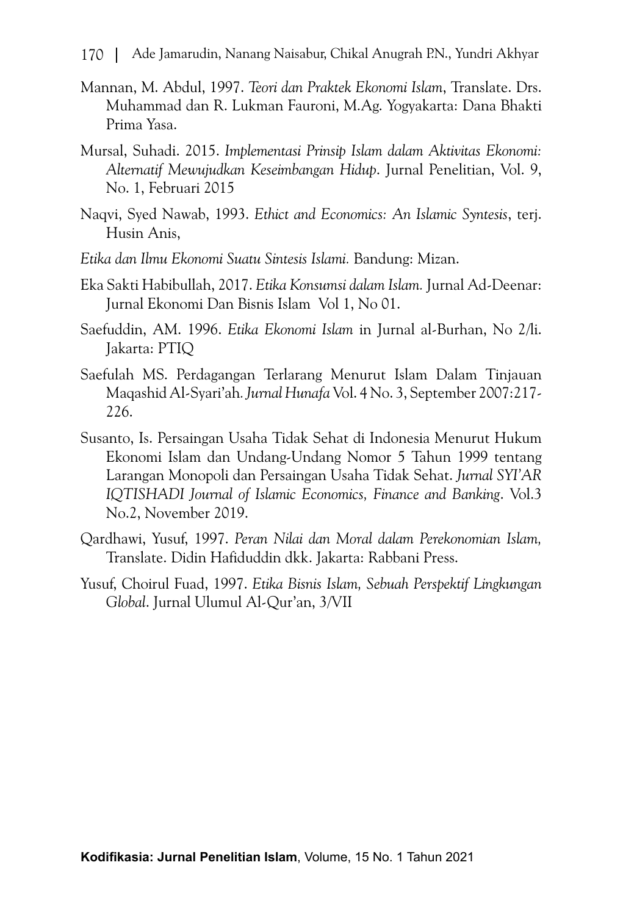Mannan, M. Abdul, 1997. *Teori dan Praktek Ekonomi Islam*, Translate. Drs. Muhammad dan R. Lukman Fauroni, M.Ag. Yogyakarta: Dana Bhakti Prima Yasa.

Mursal, Suhadi. 2015. *Implementasi Prinsip Islam dalam Aktivitas Ekonomi: Alternatif Mewujudkan Keseimbangan Hidup*. Jurnal Penelitian, Vol. 9, No. 1, Februari 2015

Naqvi, Syed Nawab, 1993. *Ethict and Economics: An Islamic Syntesis*, terj. Husin Anis,

*Etika dan Ilmu Ekonomi Suatu Sintesis Islami.* Bandung: Mizan.

Eka Sakti Habibullah, 2017. *Etika Konsumsi dalam Islam.* Jurnal Ad-Deenar: Jurnal Ekonomi Dan Bisnis Islam Vol 1, No 01.

Saefuddin, AM. 1996. *Etika Ekonomi Islam* in Jurnal al-Burhan, No 2/li. Jakarta: PTIQ

Saefulah MS. Perdagangan Terlarang Menurut Islam Dalam Tinjauan Maqashid Al-Syari'ah. *Jurnal Hunafa* Vol. 4 No. 3, September 2007:217-226.

Susanto, Is. Persaingan Usaha Tidak Sehat di Indonesia Menurut Hukum Ekonomi Islam dan Undang-Undang Nomor 5 Tahun 1999 tentang Larangan Monopoli dan Persaingan Usaha Tidak Sehat. *Jurnal SYI'AR IQTISHADI Journal of Islamic Economics, Finance and Banking*. Vol.3 No.2, November 2019.

Qardhawi, Yusuf, 1997. *Peran Nilai dan Moral dalam Perekonomian Islam,* Translate. Didin Hafiduddin dkk. Jakarta: Rabbani Press.

Yusuf, Choirul Fuad, 1997. *Etika Bisnis Islam, Sebuah Perspektif Lingkungan Global*. Jurnal Ulumul Al-Qur'an, 3/VII